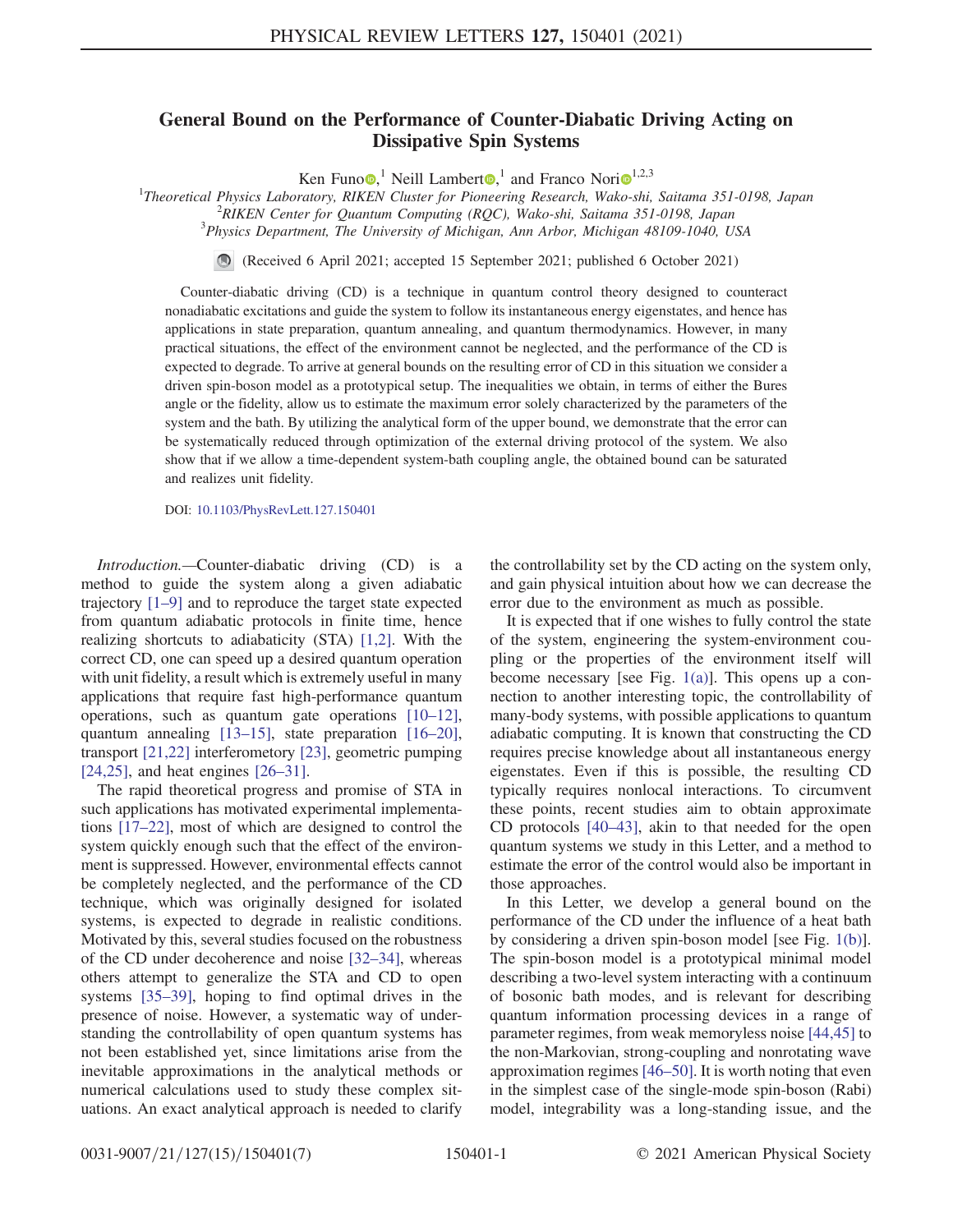# General Bound on the Performance of Counter-Diabatic Driving Acting on Dissipative Spin Systems

Ken Funo,[1] Neill Lambert,[1] and Franco Nori[1,2,3]

[1]Theoretical Physics Laboratory, RIKEN Cluster for Pioneering Research, Wako-shi, Saitama 351-0198, Japan
[2]RIKEN Center for Quantum Computing (RQC), Wako-shi, Saitama 351-0198, Japan
[3]Physics Department, The University of Michigan, Ann Arbor, Michigan 48109-1040, USA

(Received 6 April 2021; accepted 15 September 2021; published 6 October 2021)

Counter-diabatic driving (CD) is a technique in quantum control theory designed to counteract nonadiabatic excitations and guide the system to follow its instantaneous energy eigenstates, and hence has applications in state preparation, quantum annealing, and quantum thermodynamics. However, in many practical situations, the effect of the environment cannot be neglected, and the performance of the CD is expected to degrade. To arrive at general bounds on the resulting error of CD in this situation we consider a driven spin-boson model as a prototypical setup. The inequalities we obtain, in terms of either the Bures angle or the fidelity, allow us to estimate the maximum error solely characterized by the parameters of the system and the bath. By utilizing the analytical form of the upper bound, we demonstrate that the error can be systematically reduced through optimization of the external driving protocol of the system. We also show that if we allow a time-dependent system-bath coupling angle, the obtained bound can be saturated and realizes unit fidelity.

DOI: 10.1103/PhysRevLett.127.150401

*Introduction.*—Counter-diabatic driving (CD) is a method to guide the system along a given adiabatic trajectory [1–9] and to reproduce the target state expected from quantum adiabatic protocols in finite time, hence realizing shortcuts to adiabaticity (STA) [1,2]. With the correct CD, one can speed up a desired quantum operation with unit fidelity, a result which is extremely useful in many applications that require fast high-performance quantum operations, such as quantum gate operations [10–12], quantum annealing [13–15], state preparation [16–20], transport [21,22] interferometory [23], geometric pumping [24,25], and heat engines [26–31].

The rapid theoretical progress and promise of STA in such applications has motivated experimental implementations [17–22], most of which are designed to control the system quickly enough such that the effect of the environment is suppressed. However, environmental effects cannot be completely neglected, and the performance of the CD technique, which was originally designed for isolated systems, is expected to degrade in realistic conditions. Motivated by this, several studies focused on the robustness of the CD under decoherence and noise [32–34], whereas others attempt to generalize the STA and CD to open systems [35–39], hoping to find optimal drives in the presence of noise. However, a systematic way of understanding the controllability of open quantum systems has not been established yet, since limitations arise from the inevitable approximations in the analytical methods or numerical calculations used to study these complex situations. An exact analytical approach is needed to clarify the controllability set by the CD acting on the system only, and gain physical intuition about how we can decrease the error due to the environment as much as possible.

It is expected that if one wishes to fully control the state of the system, engineering the system-environment coupling or the properties of the environment itself will become necessary [see Fig. 1(a)]. This opens up a connection to another interesting topic, the controllability of many-body systems, with possible applications to quantum adiabatic computing. It is known that constructing the CD requires precise knowledge about all instantaneous energy eigenstates. Even if this is possible, the resulting CD typically requires nonlocal interactions. To circumvent these points, recent studies aim to obtain approximate CD protocols [40–43], akin to that needed for the open quantum systems we study in this Letter, and a method to estimate the error of the control would also be important in those approaches.

In this Letter, we develop a general bound on the performance of the CD under the influence of a heat bath by considering a driven spin-boson model [see Fig. 1(b)]. The spin-boson model is a prototypical minimal model describing a two-level system interacting with a continuum of bosonic bath modes, and is relevant for describing quantum information processing devices in a range of parameter regimes, from weak memoryless noise [44,45] to the non-Markovian, strong-coupling and nonrotating wave approximation regimes [46–50]. It is worth noting that even in the simplest case of the single-mode spin-boson (Rabi) model, integrability was a long-standing issue, and the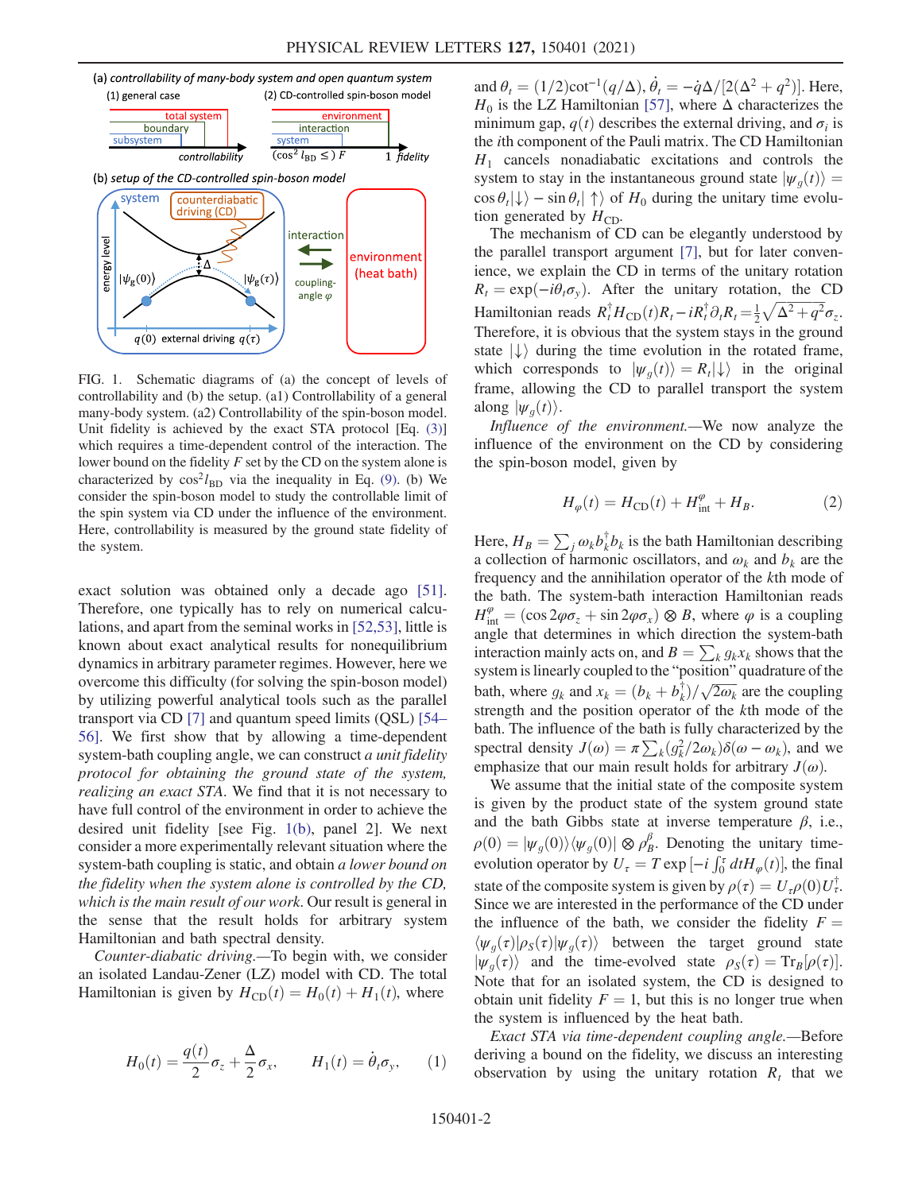FIG. 1. Schematic diagrams of (a) the concept of levels of controllability and (b) the setup. (a1) Controllability of a general many-body system. (a2) Controllability of the spin-boson model. Unit fidelity is achieved by the exact STA protocol [Eq. (3)] which requires a time-dependent control of the interaction. The lower bound on the fidelity $F$ set by the CD on the system alone is characterized by $\cos^2 l_{\rm BD}$ via the inequality in Eq. (9). (b) We consider the spin-boson model to study the controllable limit of the spin system via CD under the influence of the environment. Here, controllability is measured by the ground state fidelity of the system.

exact solution was obtained only a decade ago [51]. Therefore, one typically has to rely on numerical calculations, and apart from the seminal works in [52,53], little is known about exact analytical results for nonequilibrium dynamics in arbitrary parameter regimes. However, here we overcome this difficulty (for solving the spin-boson model) by utilizing powerful analytical tools such as the parallel transport via CD [7] and quantum speed limits (QSL) [54–56]. We first show that by allowing a time-dependent system-bath coupling angle, we can construct *a unit fidelity protocol for obtaining the ground state of the system, realizing an exact STA*. We find that it is not necessary to have full control of the environment in order to achieve the desired unit fidelity [see Fig. 1(b), panel 2]. We next consider a more experimentally relevant situation where the system-bath coupling is static, and obtain *a lower bound on the fidelity when the system alone is controlled by the CD, which is the main result of our work*. Our result is general in the sense that the result holds for arbitrary system Hamiltonian and bath spectral density.

*Counter-diabatic driving.*—To begin with, we consider an isolated Landau-Zener (LZ) model with CD. The total Hamiltonian is given by $H_{\rm CD}(t) = H_0(t) + H_1(t)$, where

$$H_0(t) = \frac{q(t)}{2}\sigma_z + \frac{\Delta}{2}\sigma_x, \qquad H_1(t) = \dot{\theta}_t\sigma_y, \qquad (1)$$

and $\theta_t = (1/2)\cot^{-1}(q/\Delta)$, $\dot{\theta}_t = -\dot{q}\Delta/[2(\Delta^2+q^2)]$. Here, $H_0$ is the LZ Hamiltonian [57], where $\Delta$ characterizes the minimum gap, $q(t)$ describes the external driving, and $\sigma_i$ is the $i$th component of the Pauli matrix. The CD Hamiltonian $H_1$ cancels nonadiabatic excitations and controls the system to stay in the instantaneous ground state $|\psi_g(t)\rangle = \cos\theta_t|\downarrow\rangle - \sin\theta_t|\uparrow\rangle$ of $H_0$ during the unitary time evolution generated by $H_{\rm CD}$.

The mechanism of CD can be elegantly understood by the parallel transport argument [7], but for later convenience, we explain the CD in terms of the unitary rotation $R_t = \exp(-i\theta_t\sigma_y)$. After the unitary rotation, the CD Hamiltonian reads $R_t^\dagger H_{\rm CD}(t)R_t - iR_t^\dagger\partial_t R_t = \frac{1}{2}\sqrt{\Delta^2+q^2}\sigma_z$. Therefore, it is obvious that the system stays in the ground state $|\downarrow\rangle$ during the time evolution in the rotated frame, which corresponds to $|\psi_g(t)\rangle = R_t|\downarrow\rangle$ in the original frame, allowing the CD to parallel transport the system along $|\psi_g(t)\rangle$.

*Influence of the environment.*—We now analyze the influence of the environment on the CD by considering the spin-boson model, given by

$$H_\varphi(t) = H_{\rm CD}(t) + H_{\rm int}^\varphi + H_B. \qquad (2)$$

Here, $H_B = \sum_j \omega_k b_k^\dagger b_k$ is the bath Hamiltonian describing a collection of harmonic oscillators, and $\omega_k$ and $b_k$ are the frequency and the annihilation operator of the $k$th mode of the bath. The system-bath interaction Hamiltonian reads $H_{\rm int}^\varphi = (\cos 2\varphi\sigma_z + \sin 2\varphi\sigma_x) \otimes B$, where $\varphi$ is a coupling angle that determines in which direction the system-bath interaction mainly acts on, and $B = \sum_k g_k x_k$ shows that the system is linearly coupled to the "position" quadrature of the bath, where $g_k$ and $x_k = (b_k + b_k^\dagger)/\sqrt{2\omega_k}$ are the coupling strength and the position operator of the $k$th mode of the bath. The influence of the bath is fully characterized by the spectral density $J(\omega) = \pi\sum_k(g_k^2/2\omega_k)\delta(\omega-\omega_k)$, and we emphasize that our main result holds for arbitrary $J(\omega)$.

We assume that the initial state of the composite system is given by the product state of the system ground state and the bath Gibbs state at inverse temperature $\beta$, i.e., $\rho(0) = |\psi_g(0)\rangle\langle\psi_g(0)| \otimes \rho_B^\beta$. Denoting the unitary time-evolution operator by $U_\tau = T\exp[-i\int_0^\tau dt H_\varphi(t)]$, the final state of the composite system is given by $\rho(\tau) = U_\tau\rho(0)U_\tau^\dagger$. Since we are interested in the performance of the CD under the influence of the bath, we consider the fidelity $F = \langle\psi_g(\tau)|\rho_S(\tau)|\psi_g(\tau)\rangle$ between the target ground state $|\psi_g(\tau)\rangle$ and the time-evolved state $\rho_S(\tau) = {\rm Tr}_B[\rho(\tau)]$. Note that for an isolated system, the CD is designed to obtain unit fidelity $F = 1$, but this is no longer true when the system is influenced by the heat bath.

*Exact STA via time-dependent coupling angle.*—Before deriving a bound on the fidelity, we discuss an interesting observation by using the unitary rotation $R_t$ that we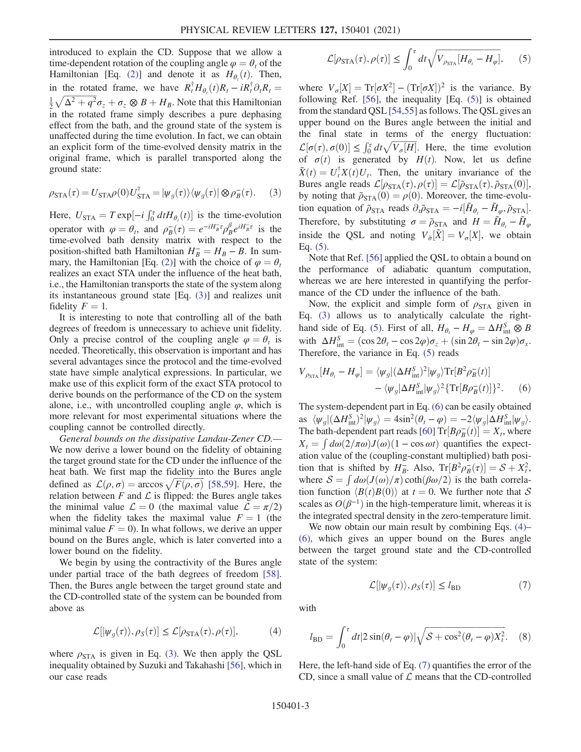introduced to explain the CD. Suppose that we allow a time-dependent rotation of the coupling angle $\varphi = \theta_t$ of the Hamiltonian [Eq. (2)] and denote it as $H_{\theta_t}(t)$. Then, in the rotated frame, we have $R_t^\dagger H_{\theta_t}(t) R_t - i R_t^\dagger \partial_t R_t = \frac{1}{2}\sqrt{\Delta^2 + q^2}\sigma_z + \sigma_z \otimes B + H_B$. Note that this Hamiltonian in the rotated frame simply describes a pure dephasing effect from the bath, and the ground state of the system is unaffected during the time evolution. In fact, we can obtain an explicit form of the time-evolved density matrix in the original frame, which is parallel transported along the ground state:

$$\rho_{\rm STA}(\tau) = U_{\rm STA}\rho(0)U_{\rm STA}^\dagger = |\psi_g(\tau)\rangle\langle\psi_g(\tau)| \otimes \rho_B^-(\tau). \quad (3)$$

Here, $U_{\rm STA} = T\exp[-i\int_0^\tau dt H_{\theta_t}(t)]$ is the time-evolution operator with $\varphi = \theta_t$, and $\rho_B^-(\tau) = e^{-iH_B^-\tau}\rho_B^\beta e^{iH_B^-\tau}$ is the time-evolved bath density matrix with respect to the position-shifted bath Hamiltonian $H_B^- = H_B - B$. In summary, the Hamiltonian [Eq. (2)] with the choice of $\varphi = \theta_t$ realizes an exact STA under the influence of the heat bath, i.e., the Hamiltonian transports the state of the system along its instantaneous ground state [Eq. (3)] and realizes unit fidelity $F = 1$.

It is interesting to note that controlling all of the bath degrees of freedom is unnecessary to achieve unit fidelity. Only a precise control of the coupling angle $\varphi = \theta_t$ is needed. Theoretically, this observation is important and has several advantages since the protocol and the time-evolved state have simple analytical expressions. In particular, we make use of this explicit form of the exact STA protocol to derive bounds on the performance of the CD on the system alone, i.e., with uncontrolled coupling angle $\varphi$, which is more relevant for most experimental situations where the coupling cannot be controlled directly.

*General bounds on the dissipative Landau-Zener CD.*— We now derive a lower bound on the fidelity of obtaining the target ground state for the CD under the influence of the heat bath. We first map the fidelity into the Bures angle defined as $\mathcal{L}(\rho,\sigma) = \arccos\sqrt{F(\rho,\sigma)}$ [58,59]. Here, the relation between $F$ and $\mathcal{L}$ is flipped: the Bures angle takes the minimal value $\mathcal{L} = 0$ (the maximal value $\mathcal{L} = \pi/2$) when the fidelity takes the maximal value $F = 1$ (the minimal value $F = 0$). In what follows, we derive an upper bound on the Bures angle, which is later converted into a lower bound on the fidelity.

We begin by using the contractivity of the Bures angle under partial trace of the bath degrees of freedom [58]. Then, the Bures angle between the target ground state and the CD-controlled state of the system can be bounded from above as

$$\mathcal{L}[|\psi_g(\tau)\rangle, \rho_S(\tau)] \leq \mathcal{L}[\rho_{\rm STA}(\tau), \rho(\tau)], \quad (4)$$

where $\rho_{\rm STA}$ is given in Eq. (3). We then apply the QSL inequality obtained by Suzuki and Takahashi [56], which in our case reads

$$\mathcal{L}[\rho_{\rm STA}(\tau), \rho(\tau)] \leq \int_0^\tau dt \sqrt{V_{\rho_{\rm STA}}[H_{\theta_t} - H_\varphi]}, \quad (5)$$

where $V_\sigma[X] = {\rm Tr}[\sigma X^2] - ({\rm Tr}[\sigma X])^2$ is the variance. By following Ref. [56], the inequality [Eq. (5)] is obtained from the standard QSL [54,55] as follows. The QSL gives an upper bound on the Bures angle between the initial and the final state in terms of the energy fluctuation: $\mathcal{L}[\sigma(\tau), \sigma(0)] \leq \int_0^\tau dt\sqrt{V_\sigma[H]}$. Here, the time evolution of $\sigma(t)$ is generated by $H(t)$. Now, let us define $\tilde{X}(t) = U_t^\dagger X(t) U_t$. Then, the unitary invariance of the Bures angle reads $\mathcal{L}[\rho_{\rm STA}(\tau), \rho(\tau)] = \mathcal{L}[\tilde{\rho}_{\rm STA}(\tau), \tilde{\rho}_{\rm STA}(0)]$, by noting that $\tilde{\rho}_{\rm STA}(0) = \rho(0)$. Moreover, the time-evolution equation of $\tilde{\rho}_{\rm STA}$ reads $\partial_t\tilde{\rho}_{\rm STA} = -i[\tilde{H}_{\theta_t} - \tilde{H}_\varphi, \tilde{\rho}_{\rm STA}]$. Therefore, by substituting $\sigma = \tilde{\rho}_{\rm STA}$ and $H = \tilde{H}_{\theta_t} - \tilde{H}_\varphi$ inside the QSL and noting $V_{\tilde{\sigma}}[\tilde{X}] = V_\sigma[X]$, we obtain Eq. (5).

Note that Ref. [56] applied the QSL to obtain a bound on the performance of adiabatic quantum computation, whereas we are here interested in quantifying the performance of the CD under the influence of the bath.

Now, the explicit and simple form of $\rho_{\rm STA}$ given in Eq. (3) allows us to analytically calculate the right-hand side of Eq. (5). First of all, $H_{\theta_t} - H_\varphi = \Delta H_{\rm int}^S \otimes B$ with $\Delta H_{\rm int}^S = (\cos 2\theta_t - \cos 2\varphi)\sigma_z + (\sin 2\theta_t - \sin 2\varphi)\sigma_x$. Therefore, the variance in Eq. (5) reads

$$V_{\rho_{\rm STA}}[H_{\theta_t} - H_\varphi] = \langle\psi_g|(\Delta H_{\rm int}^S)^2|\psi_g\rangle {\rm Tr}[B^2\rho_B^-(t)] - \langle\psi_g|\Delta H_{\rm int}^S|\psi_g\rangle^2\{{\rm Tr}[B\rho_B^-(t)]\}^2. \quad (6)$$

The system-dependent part in Eq. (6) can be easily obtained as $\langle\psi_g|(\Delta H_{\rm int}^S)^2|\psi_g\rangle = 4\sin^2(\theta_t - \varphi) = -2\langle\psi_g|\Delta H_{\rm int}^S|\psi_g\rangle$. The bath-dependent part reads [60] ${\rm Tr}[B\rho_B^-(t)] = X_t$, where $X_t = \int d\omega(2/\pi\omega)J(\omega)(1-\cos\omega t)$ quantifies the expectation value of the (coupling-constant multiplied) bath position that is shifted by $H_B^-$. Also, ${\rm Tr}[B^2\rho_B^-(\tau)] = \mathcal{S} + X_t^2$, where $\mathcal{S} = \int d\omega(J(\omega)/\pi)\coth(\beta\omega/2)$ is the bath correlation function $\langle B(t)B(0)\rangle$ at $t = 0$. We further note that $\mathcal{S}$ scales as $O(\beta^{-1})$ in the high-temperature limit, whereas it is the integrated spectral density in the zero-temperature limit.

We now obtain our main result by combining Eqs. (4)–(6), which gives an upper bound on the Bures angle between the target ground state and the CD-controlled state of the system:

$$\mathcal{L}[|\psi_g(\tau)\rangle, \rho_S(\tau)] \leq l_{\rm BD} \quad (7)$$

with

$$l_{\rm BD} = \int_0^\tau dt|2\sin(\theta_t - \varphi)|\sqrt{\mathcal{S} + \cos^2(\theta_t - \varphi)X_t^2}. \quad (8)$$

Here, the left-hand side of Eq. (7) quantifies the error of the CD, since a small value of $\mathcal{L}$ means that the CD-controlled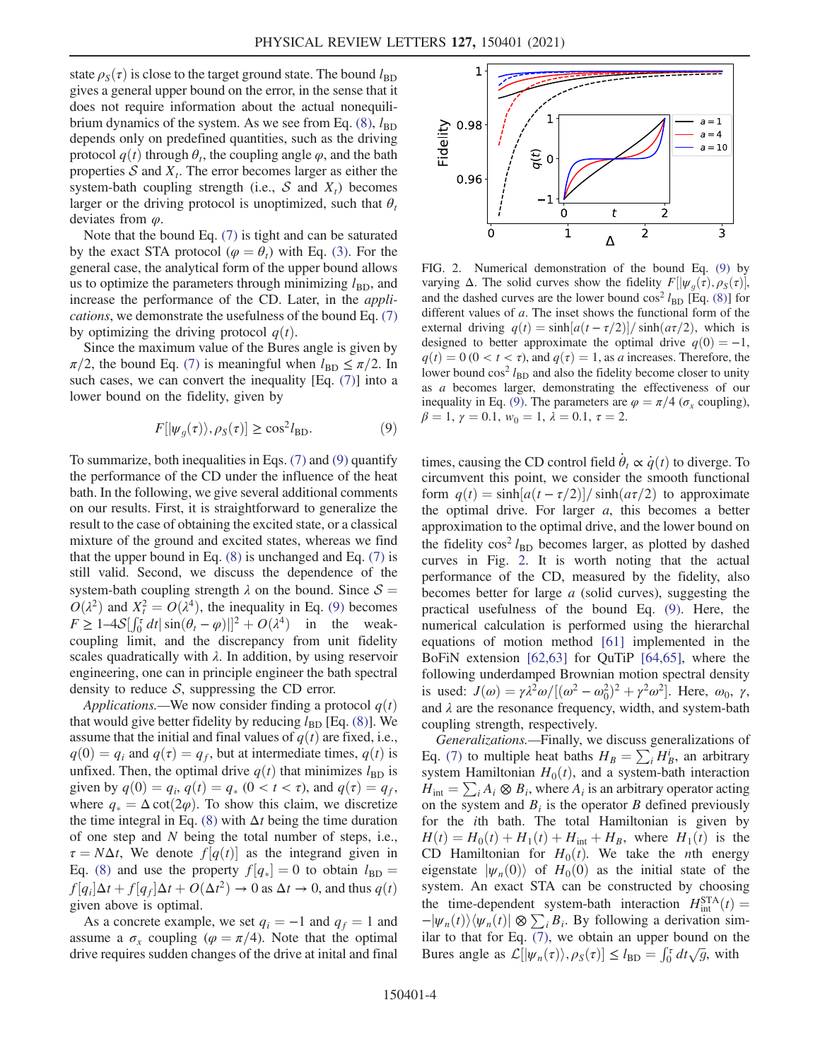state $\rho_S(\tau)$ is close to the target ground state. The bound $l_{\rm BD}$ gives a general upper bound on the error, in the sense that it does not require information about the actual nonequilibrium dynamics of the system. As we see from Eq. (8), $l_{\rm BD}$ depends only on predefined quantities, such as the driving protocol $q(t)$ through $\theta_t$, the coupling angle $\varphi$, and the bath properties $\mathcal{S}$ and $X_t$. The error becomes larger as either the system-bath coupling strength (i.e., $\mathcal{S}$ and $X_t$) becomes larger or the driving protocol is unoptimized, such that $\theta_t$ deviates from $\varphi$.

Note that the bound Eq. (7) is tight and can be saturated by the exact STA protocol ($\varphi = \theta_t$) with Eq. (3). For the general case, the analytical form of the upper bound allows us to optimize the parameters through minimizing $l_{\rm BD}$, and increase the performance of the CD. Later, in the *applications*, we demonstrate the usefulness of the bound Eq. (7) by optimizing the driving protocol $q(t)$.

Since the maximum value of the Bures angle is given by $\pi/2$, the bound Eq. (7) is meaningful when $l_{\rm BD} \le \pi/2$. In such cases, we can convert the inequality [Eq. (7)] into a lower bound on the fidelity, given by

$$F[|\psi_g(\tau)\rangle, \rho_S(\tau)] \ge \cos^2 l_{\rm BD}. \tag{9}$$

To summarize, both inequalities in Eqs. (7) and (9) quantify the performance of the CD under the influence of the heat bath. In the following, we give several additional comments on our results. First, it is straightforward to generalize the result to the case of obtaining the excited state, or a classical mixture of the ground and excited states, whereas we find that the upper bound in Eq. (8) is unchanged and Eq. (7) is still valid. Second, we discuss the dependence of the system-bath coupling strength $\lambda$ on the bound. Since $\mathcal{S} = O(\lambda^2)$ and $X_t^2 = O(\lambda^4)$, the inequality in Eq. (9) becomes $F \ge 1 - 4\mathcal{S}[\int_0^\tau dt|\sin(\theta_t - \varphi)|]^2 + O(\lambda^4)$ in the weak-coupling limit, and the discrepancy from unit fidelity scales quadratically with $\lambda$. In addition, by using reservoir engineering, one can in principle engineer the bath spectral density to reduce $\mathcal{S}$, suppressing the CD error.

*Applications.*—We now consider finding a protocol $q(t)$ that would give better fidelity by reducing $l_{\rm BD}$ [Eq. (8)]. We assume that the initial and final values of $q(t)$ are fixed, i.e., $q(0) = q_i$ and $q(\tau) = q_f$, but at intermediate times, $q(t)$ is unfixed. Then, the optimal drive $q(t)$ that minimizes $l_{\rm BD}$ is given by $q(0) = q_i$, $q(t) = q_*$ $(0 < t < \tau)$, and $q(\tau) = q_f$, where $q_* = \Delta\cot(2\varphi)$. To show this claim, we discretize the time integral in Eq. (8) with $\Delta t$ being the time duration of one step and $N$ being the total number of steps, i.e., $\tau = N\Delta t$, We denote $f[q(t)]$ as the integrand given in Eq. (8) and use the property $f[q_*] = 0$ to obtain $l_{\rm BD} = f[q_i]\Delta t + f[q_f]\Delta t + O(\Delta t^2) \to 0$ as $\Delta t \to 0$, and thus $q(t)$ given above is optimal.

As a concrete example, we set $q_i = -1$ and $q_f = 1$ and assume a $\sigma_x$ coupling ($\varphi = \pi/4$). Note that the optimal drive requires sudden changes of the drive at inital and final times, causing the CD control field $\dot{\theta}_t \propto \dot{q}(t)$ to diverge. To circumvent this point, we consider the smooth functional form $q(t) = \sinh[a(t - \tau/2)]/\sinh(a\tau/2)$ to approximate the optimal drive. For larger $a$, this becomes a better approximation to the optimal drive, and the lower bound on the fidelity $\cos^2 l_{\rm BD}$ becomes larger, as plotted by dashed curves in Fig. 2. It is worth noting that the actual performance of the CD, measured by the fidelity, also becomes better for large $a$ (solid curves), suggesting the practical usefulness of the bound Eq. (9). Here, the numerical calculation is performed using the hierarchal equations of motion method [61] implemented in the BoFiN extension [62,63] for QuTiP [64,65], where the following underdamped Brownian motion spectral density is used: $J(\omega) = \gamma\lambda^2\omega/[(\omega^2 - \omega_0^2)^2 + \gamma^2\omega^2]$. Here, $\omega_0$, $\gamma$, and $\lambda$ are the resonance frequency, width, and system-bath coupling strength, respectively.

FIG. 2. Numerical demonstration of the bound Eq. (9) by varying $\Delta$. The solid curves show the fidelity $F[|\psi_g(\tau), \rho_S(\tau)]$, and the dashed curves are the lower bound $\cos^2 l_{\rm BD}$ [Eq. (8)] for different values of $a$. The inset shows the functional form of the external driving $q(t) = \sinh[a(t - \tau/2)]/\sinh(a\tau/2)$, which is designed to better approximate the optimal drive $q(0) = -1$, $q(t) = 0$ $(0 < t < \tau)$, and $q(\tau) = 1$, as $a$ increases. Therefore, the lower bound $\cos^2 l_{\rm BD}$ and also the fidelity become closer to unity as $a$ becomes larger, demonstrating the effectiveness of our inequality in Eq. (9). The parameters are $\varphi = \pi/4$ ($\sigma_x$ coupling), $\beta = 1$, $\gamma = 0.1$, $w_0 = 1$, $\lambda = 0.1$, $\tau = 2$.

*Generalizations.*—Finally, we discuss generalizations of Eq. (7) to multiple heat baths $H_B = \sum_i H_B^i$, an arbitrary system Hamiltonian $H_0(t)$, and a system-bath interaction $H_{\rm int} = \sum_i A_i \otimes B_i$, where $A_i$ is an arbitrary operator acting on the system and $B_i$ is the operator $B$ defined previously for the $i$th bath. The total Hamiltonian is given by $H(t) = H_0(t) + H_1(t) + H_{\rm int} + H_B$, where $H_1(t)$ is the CD Hamiltonian for $H_0(t)$. We take the $n$th energy eigenstate $|\psi_n(0)\rangle$ of $H_0(0)$ as the initial state of the system. An exact STA can be constructed by choosing the time-dependent system-bath interaction $H_{\rm int}^{\rm STA}(t) = -|\psi_n(t)\rangle\langle\psi_n(t)| \otimes \sum_i B_i$. By following a derivation similar to that for Eq. (7), we obtain an upper bound on the Bures angle as $\mathcal{L}[|\psi_n(\tau)\rangle, \rho_S(\tau)] \le l_{\rm BD} = \int_0^\tau dt\sqrt{g}$, with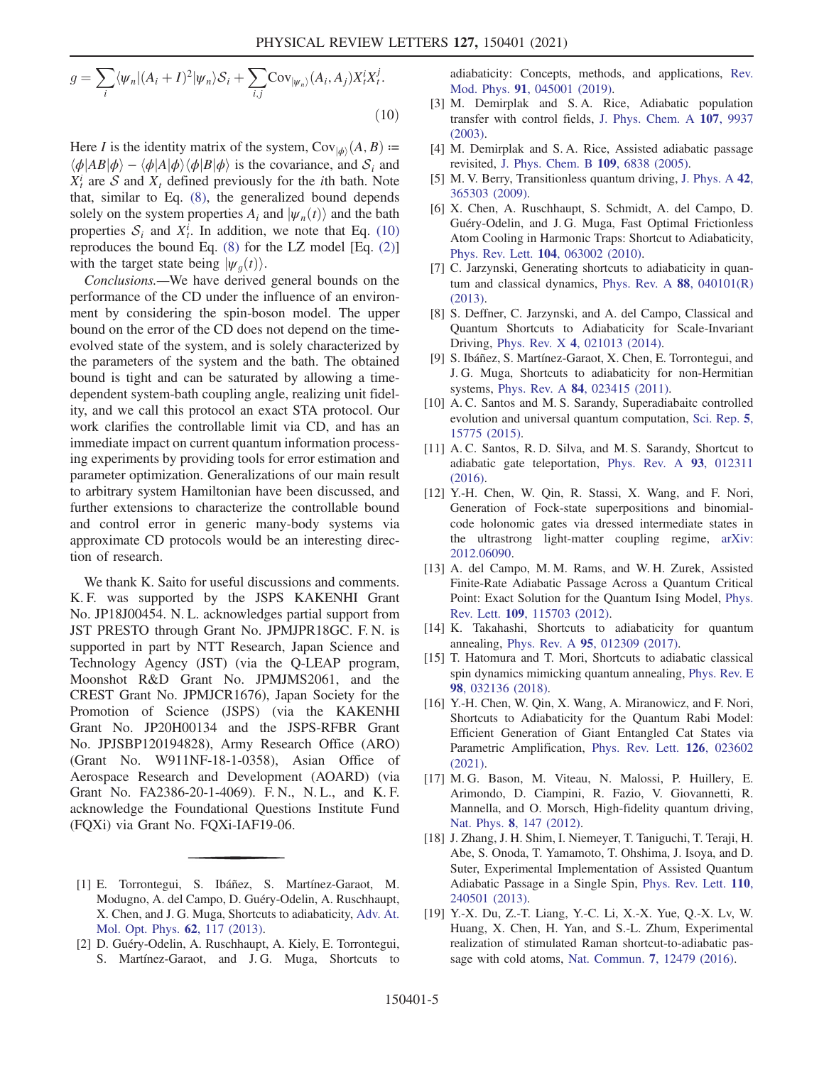$$g = \sum_i \langle\psi_n|(A_i + I)^2|\psi_n\rangle \mathcal{S}_i + \sum_{i,j} \mathrm{Cov}_{|\psi_n\rangle}(A_i, A_j) X_t^i X_t^j. \tag{10}$$

Here $I$ is the identity matrix of the system, $\mathrm{Cov}_{|\phi\rangle}(A, B) := \langle\phi|AB|\phi\rangle - \langle\phi|A|\phi\rangle\langle\phi|B|\phi\rangle$ is the covariance, and $\mathcal{S}_i$ and $X_t^i$ are $\mathcal{S}$ and $X_t$ defined previously for the $i$th bath. Note that, similar to Eq. (8), the generalized bound depends solely on the system properties $A_i$ and $|\psi_n(t)\rangle$ and the bath properties $\mathcal{S}_i$ and $X_t^i$. In addition, we note that Eq. (10) reproduces the bound Eq. (8) for the LZ model [Eq. (2)] with the target state being $|\psi_g(t)\rangle$.

*Conclusions.*—We have derived general bounds on the performance of the CD under the influence of an environment by considering the spin-boson model. The upper bound on the error of the CD does not depend on the time-evolved state of the system, and is solely characterized by the parameters of the system and the bath. The obtained bound is tight and can be saturated by allowing a time-dependent system-bath coupling angle, realizing unit fidelity, and we call this protocol an exact STA protocol. Our work clarifies the controllable limit via CD, and has an immediate impact on current quantum information processing experiments by providing tools for error estimation and parameter optimization. Generalizations of our main result to arbitrary system Hamiltonian have been discussed, and further extensions to characterize the controllable bound and control error in generic many-body systems via approximate CD protocols would be an interesting direction of research.

We thank K. Saito for useful discussions and comments. K. F. was supported by the JSPS KAKENHI Grant No. JP18J00454. N. L. acknowledges partial support from JST PRESTO through Grant No. JPMJPR18GC. F. N. is supported in part by NTT Research, Japan Science and Technology Agency (JST) (via the Q-LEAP program, Moonshot R&D Grant No. JPMJMS2061, and the CREST Grant No. JPMJCR1676), Japan Society for the Promotion of Science (JSPS) (via the KAKENHI Grant No. JP20H00134 and the JSPS-RFBR Grant No. JPJSBP120194828), Army Research Office (ARO) (Grant No. W911NF-18-1-0358), Asian Office of Aerospace Research and Development (AOARD) (via Grant No. FA2386-20-1-4069). F. N., N. L., and K. F. acknowledge the Foundational Questions Institute Fund (FQXi) via Grant No. FQXi-IAF19-06.

---

[1] E. Torrontegui, S. Ibáñez, S. Martínez-Garaot, M. Modugno, A. del Campo, D. Guéry-Odelin, A. Ruschhaupt, X. Chen, and J. G. Muga, Shortcuts to adiabaticity, Adv. At. Mol. Opt. Phys. **62**, 117 (2013).

[2] D. Guéry-Odelin, A. Ruschhaupt, A. Kiely, E. Torrontegui, S. Martínez-Garaot, and J. G. Muga, Shortcuts to adiabaticity: Concepts, methods, and applications, Rev. Mod. Phys. **91**, 045001 (2019).

[3] M. Demirplak and S. A. Rice, Adiabatic population transfer with control fields, J. Phys. Chem. A **107**, 9937 (2003).

[4] M. Demirplak and S. A. Rice, Assisted adiabatic passage revisited, J. Phys. Chem. B **109**, 6838 (2005).

[5] M. V. Berry, Transitionless quantum driving, J. Phys. A **42**, 365303 (2009).

[6] X. Chen, A. Ruschhaupt, S. Schmidt, A. del Campo, D. Guéry-Odelin, and J. G. Muga, Fast Optimal Frictionless Atom Cooling in Harmonic Traps: Shortcut to Adiabaticity, Phys. Rev. Lett. **104**, 063002 (2010).

[7] C. Jarzynski, Generating shortcuts to adiabaticity in quantum and classical dynamics, Phys. Rev. A **88**, 040101(R) (2013).

[8] S. Deffner, C. Jarzynski, and A. del Campo, Classical and Quantum Shortcuts to Adiabaticity for Scale-Invariant Driving, Phys. Rev. X **4**, 021013 (2014).

[9] S. Ibáñez, S. Martínez-Garaot, X. Chen, E. Torrontegui, and J. G. Muga, Shortcuts to adiabaticity for non-Hermitian systems, Phys. Rev. A **84**, 023415 (2011).

[10] A. C. Santos and M. S. Sarandy, Superadiabaitc controlled evolution and universal quantum computation, Sci. Rep. **5**, 15775 (2015).

[11] A. C. Santos, R. D. Silva, and M. S. Sarandy, Shortcut to adiabatic gate teleportation, Phys. Rev. A **93**, 012311 (2016).

[12] Y.-H. Chen, W. Qin, R. Stassi, X. Wang, and F. Nori, Generation of Fock-state superpositions and binomial-code holonomic gates via dressed intermediate states in the ultrastrong light-matter coupling regime, arXiv: 2012.06090.

[13] A. del Campo, M. M. Rams, and W. H. Zurek, Assisted Finite-Rate Adiabatic Passage Across a Quantum Critical Point: Exact Solution for the Quantum Ising Model, Phys. Rev. Lett. **109**, 115703 (2012).

[14] K. Takahashi, Shortcuts to adiabaticity for quantum annealing, Phys. Rev. A **95**, 012309 (2017).

[15] T. Hatomura and T. Mori, Shortcuts to adiabatic classical spin dynamics mimicking quantum annealing, Phys. Rev. E **98**, 032136 (2018).

[16] Y.-H. Chen, W. Qin, X. Wang, A. Miranowicz, and F. Nori, Shortcuts to Adiabaticity for the Quantum Rabi Model: Efficient Generation of Giant Entangled Cat States via Parametric Amplification, Phys. Rev. Lett. **126**, 023602 (2021).

[17] M. G. Bason, M. Viteau, N. Malossi, P. Huillery, E. Arimondo, D. Ciampini, R. Fazio, V. Giovannetti, R. Mannella, and O. Morsch, High-fidelity quantum driving, Nat. Phys. **8**, 147 (2012).

[18] J. Zhang, J. H. Shim, I. Niemeyer, T. Taniguchi, T. Teraji, H. Abe, S. Onoda, T. Yamamoto, T. Ohshima, J. Isoya, and D. Suter, Experimental Implementation of Assisted Quantum Adiabatic Passage in a Single Spin, Phys. Rev. Lett. **110**, 240501 (2013).

[19] Y.-X. Du, Z.-T. Liang, Y.-C. Li, X.-X. Yue, Q.-X. Lv, W. Huang, X. Chen, H. Yan, and S.-L. Zhum, Experimental realization of stimulated Raman shortcut-to-adiabatic passage with cold atoms, Nat. Commun. **7**, 12479 (2016).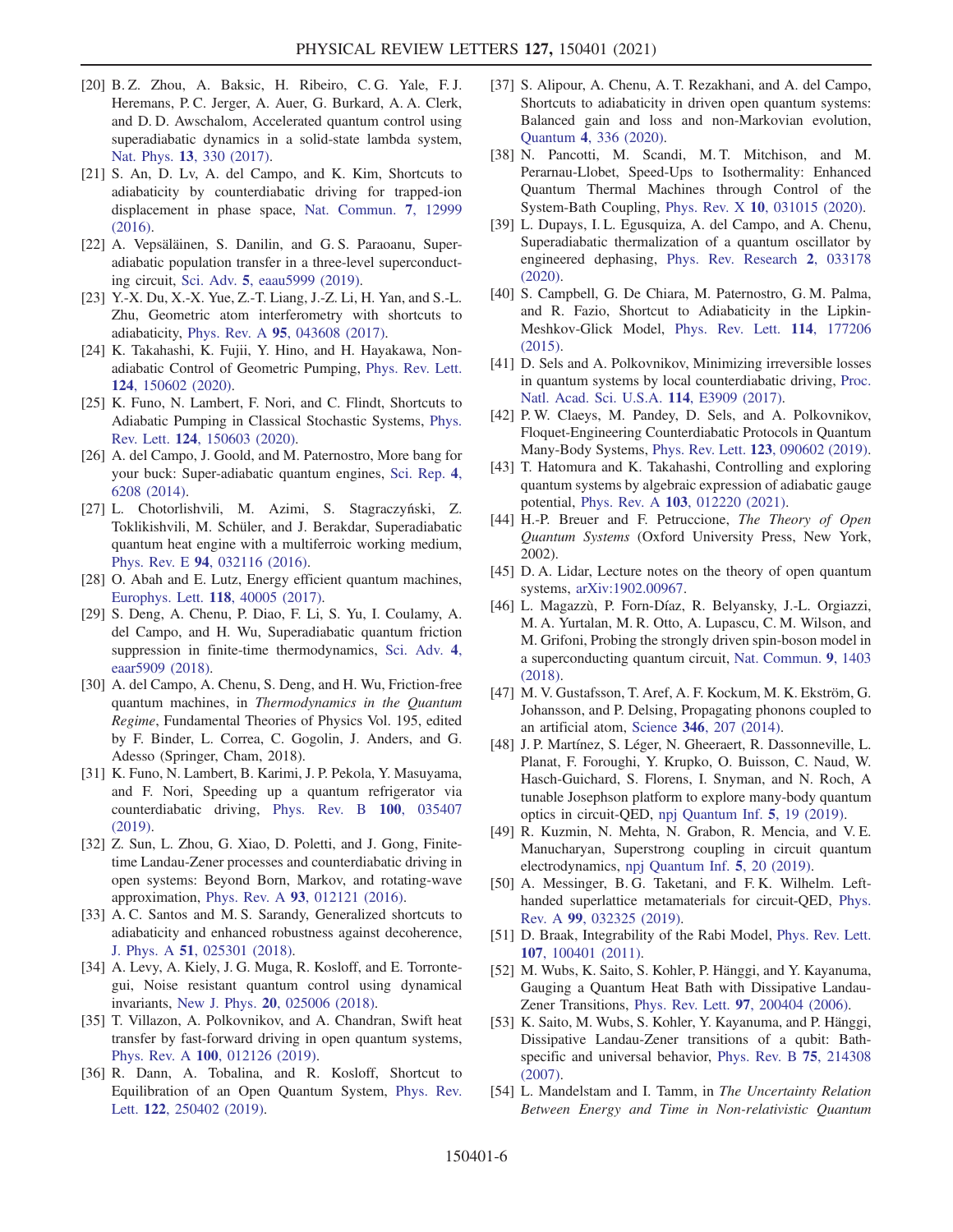[20] B. Z. Zhou, A. Baksic, H. Ribeiro, C. G. Yale, F. J. Heremans, P. C. Jerger, A. Auer, G. Burkard, A. A. Clerk, and D. D. Awschalom, Accelerated quantum control using superadiabatic dynamics in a solid-state lambda system, Nat. Phys. **13**, 330 (2017).

[21] S. An, D. Lv, A. del Campo, and K. Kim, Shortcuts to adiabaticity by counterdiabatic driving for trapped-ion displacement in phase space, Nat. Commun. **7**, 12999 (2016).

[22] A. Vepsäläinen, S. Danilin, and G. S. Paraoanu, Superadiabatic population transfer in a three-level superconducting circuit, Sci. Adv. **5**, eaau5999 (2019).

[23] Y.-X. Du, X.-X. Yue, Z.-T. Liang, J.-Z. Li, H. Yan, and S.-L. Zhu, Geometric atom interferometry with shortcuts to adiabaticity, Phys. Rev. A **95**, 043608 (2017).

[24] K. Takahashi, K. Fujii, Y. Hino, and H. Hayakawa, Nonadiabatic Control of Geometric Pumping, Phys. Rev. Lett. **124**, 150602 (2020).

[25] K. Funo, N. Lambert, F. Nori, and C. Flindt, Shortcuts to Adiabatic Pumping in Classical Stochastic Systems, Phys. Rev. Lett. **124**, 150603 (2020).

[26] A. del Campo, J. Goold, and M. Paternostro, More bang for your buck: Super-adiabatic quantum engines, Sci. Rep. **4**, 6208 (2014).

[27] L. Chotorlishvili, M. Azimi, S. Stagraczyński, Z. Toklikishvili, M. Schüler, and J. Berakdar, Superadiabatic quantum heat engine with a multiferroic working medium, Phys. Rev. E **94**, 032116 (2016).

[28] O. Abah and E. Lutz, Energy efficient quantum machines, Europhys. Lett. **118**, 40005 (2017).

[29] S. Deng, A. Chenu, P. Diao, F. Li, S. Yu, I. Coulamy, A. del Campo, and H. Wu, Superadiabatic quantum friction suppression in finite-time thermodynamics, Sci. Adv. **4**, eaar5909 (2018).

[30] A. del Campo, A. Chenu, S. Deng, and H. Wu, Friction-free quantum machines, in *Thermodynamics in the Quantum Regime*, Fundamental Theories of Physics Vol. 195, edited by F. Binder, L. Correa, C. Gogolin, J. Anders, and G. Adesso (Springer, Cham, 2018).

[31] K. Funo, N. Lambert, B. Karimi, J. P. Pekola, Y. Masuyama, and F. Nori, Speeding up a quantum refrigerator via counterdiabatic driving, Phys. Rev. B **100**, 035407 (2019).

[32] Z. Sun, L. Zhou, G. Xiao, D. Poletti, and J. Gong, Finite-time Landau-Zener processes and counterdiabatic driving in open systems: Beyond Born, Markov, and rotating-wave approximation, Phys. Rev. A **93**, 012121 (2016).

[33] A. C. Santos and M. S. Sarandy, Generalized shortcuts to adiabaticity and enhanced robustness against decoherence, J. Phys. A **51**, 025301 (2018).

[34] A. Levy, A. Kiely, J. G. Muga, R. Kosloff, and E. Torrontegui, Noise resistant quantum control using dynamical invariants, New J. Phys. **20**, 025006 (2018).

[35] T. Villazon, A. Polkovnikov, and A. Chandran, Swift heat transfer by fast-forward driving in open quantum systems, Phys. Rev. A **100**, 012126 (2019).

[36] R. Dann, A. Tobalina, and R. Kosloff, Shortcut to Equilibration of an Open Quantum System, Phys. Rev. Lett. **122**, 250402 (2019).

[37] S. Alipour, A. Chenu, A. T. Rezakhani, and A. del Campo, Shortcuts to adiabaticity in driven open quantum systems: Balanced gain and loss and non-Markovian evolution, Quantum **4**, 336 (2020).

[38] N. Pancotti, M. Scandi, M. T. Mitchison, and M. Perarnau-Llobet, Speed-Ups to Isothermality: Enhanced Quantum Thermal Machines through Control of the System-Bath Coupling, Phys. Rev. X **10**, 031015 (2020).

[39] L. Dupays, I. L. Egusquiza, A. del Campo, and A. Chenu, Superadiabatic thermalization of a quantum oscillator by engineered dephasing, Phys. Rev. Research **2**, 033178 (2020).

[40] S. Campbell, G. De Chiara, M. Paternostro, G. M. Palma, and R. Fazio, Shortcut to Adiabaticity in the Lipkin-Meshkov-Glick Model, Phys. Rev. Lett. **114**, 177206 (2015).

[41] D. Sels and A. Polkovnikov, Minimizing irreversible losses in quantum systems by local counterdiabatic driving, Proc. Natl. Acad. Sci. U.S.A. **114**, E3909 (2017).

[42] P. W. Claeys, M. Pandey, D. Sels, and A. Polkovnikov, Floquet-Engineering Counterdiabatic Protocols in Quantum Many-Body Systems, Phys. Rev. Lett. **123**, 090602 (2019).

[43] T. Hatomura and K. Takahashi, Controlling and exploring quantum systems by algebraic expression of adiabatic gauge potential, Phys. Rev. A **103**, 012220 (2021).

[44] H.-P. Breuer and F. Petruccione, *The Theory of Open Quantum Systems* (Oxford University Press, New York, 2002).

[45] D. A. Lidar, Lecture notes on the theory of open quantum systems, arXiv:1902.00967.

[46] L. Magazzù, P. Forn-Díaz, R. Belyansky, J.-L. Orgiazzi, M. A. Yurtalan, M. R. Otto, A. Lupascu, C. M. Wilson, and M. Grifoni, Probing the strongly driven spin-boson model in a superconducting quantum circuit, Nat. Commun. **9**, 1403 (2018).

[47] M. V. Gustafsson, T. Aref, A. F. Kockum, M. K. Ekström, G. Johansson, and P. Delsing, Propagating phonons coupled to an artificial atom, Science **346**, 207 (2014).

[48] J. P. Martínez, S. Léger, N. Gheeraert, R. Dassonneville, L. Planat, F. Foroughi, Y. Krupko, O. Buisson, C. Naud, W. Hasch-Guichard, S. Florens, I. Snyman, and N. Roch, A tunable Josephson platform to explore many-body quantum optics in circuit-QED, npj Quantum Inf. **5**, 19 (2019).

[49] R. Kuzmin, N. Mehta, N. Grabon, R. Mencia, and V. E. Manucharyan, Superstrong coupling in circuit quantum electrodynamics, npj Quantum Inf. **5**, 20 (2019).

[50] A. Messinger, B. G. Taketani, and F. K. Wilhelm. Left-handed superlattice metamaterials for circuit-QED, Phys. Rev. A **99**, 032325 (2019).

[51] D. Braak, Integrability of the Rabi Model, Phys. Rev. Lett. **107**, 100401 (2011).

[52] M. Wubs, K. Saito, S. Kohler, P. Hänggi, and Y. Kayanuma, Gauging a Quantum Heat Bath with Dissipative Landau-Zener Transitions, Phys. Rev. Lett. **97**, 200404 (2006).

[53] K. Saito, M. Wubs, S. Kohler, Y. Kayanuma, and P. Hänggi, Dissipative Landau-Zener transitions of a qubit: Bath-specific and universal behavior, Phys. Rev. B **75**, 214308 (2007).

[54] L. Mandelstam and I. Tamm, in *The Uncertainty Relation Between Energy and Time in Non-relativistic Quantum*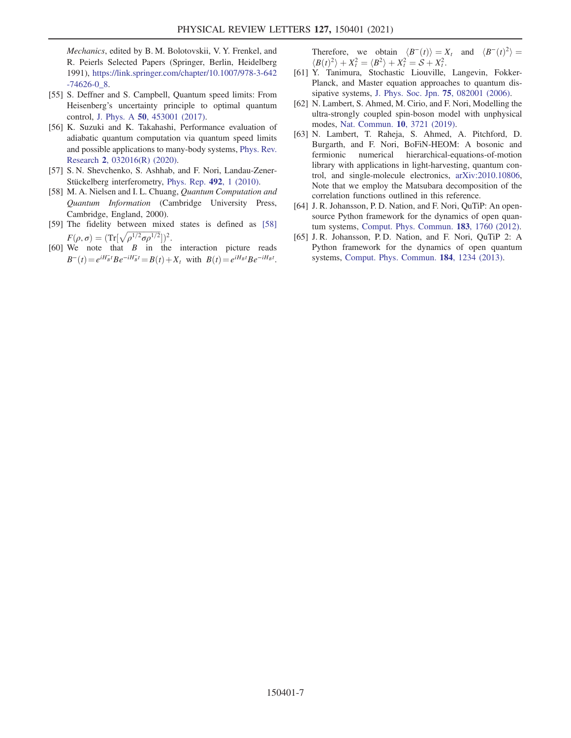*Mechanics*, edited by B. M. Bolotovskii, V. Y. Frenkel, and R. Peierls Selected Papers (Springer, Berlin, Heidelberg 1991), https://link.springer.com/chapter/10.1007/978-3-642-74626-0_8.

[55] S. Deffner and S. Campbell, Quantum speed limits: From Heisenberg's uncertainty principle to optimal quantum control, J. Phys. A **50**, 453001 (2017).

[56] K. Suzuki and K. Takahashi, Performance evaluation of adiabatic quantum computation via quantum speed limits and possible applications to many-body systems, Phys. Rev. Research **2**, 032016(R) (2020).

[57] S. N. Shevchenko, S. Ashhab, and F. Nori, Landau-Zener-Stückelberg interferometry, Phys. Rep. **492**, 1 (2010).

[58] M. A. Nielsen and I. L. Chuang, *Quantum Computation and Quantum Information* (Cambridge University Press, Cambridge, England, 2000).

[59] The fidelity between mixed states is defined as [58] $F(\rho,\sigma) = (\mathrm{Tr}[\sqrt{\rho^{1/2}\sigma\rho^{1/2}}])^2$.

[60] We note that $B$ in the interaction picture reads $B^{-}(t) = e^{iH_B^{-}t}Be^{-iH_B^{-}t} = B(t) + X_t$ with $B(t) = e^{iH_B t}Be^{-iH_B t}$. Therefore, we obtain $\langle B^{-}(t)\rangle = X_t$ and $\langle B^{-}(t)^2\rangle = \langle B(t)^2\rangle + X_t^2 = \langle B^2\rangle + X_t^2 = \mathcal{S} + X_t^2$.

[61] Y. Tanimura, Stochastic Liouville, Langevin, Fokker-Planck, and Master equation approaches to quantum dissipative systems, J. Phys. Soc. Jpn. **75**, 082001 (2006).

[62] N. Lambert, S. Ahmed, M. Cirio, and F. Nori, Modelling the ultra-strongly coupled spin-boson model with unphysical modes, Nat. Commun. **10**, 3721 (2019).

[63] N. Lambert, T. Raheja, S. Ahmed, A. Pitchford, D. Burgarth, and F. Nori, BoFiN-HEOM: A bosonic and fermionic numerical hierarchical-equations-of-motion library with applications in light-harvesting, quantum control, and single-molecule electronics, arXiv:2010.10806, Note that we employ the Matsubara decomposition of the correlation functions outlined in this reference.

[64] J. R. Johansson, P. D. Nation, and F. Nori, QuTiP: An open-source Python framework for the dynamics of open quantum systems, Comput. Phys. Commun. **183**, 1760 (2012).

[65] J. R. Johansson, P. D. Nation, and F. Nori, QuTiP 2: A Python framework for the dynamics of open quantum systems, Comput. Phys. Commun. **184**, 1234 (2013).